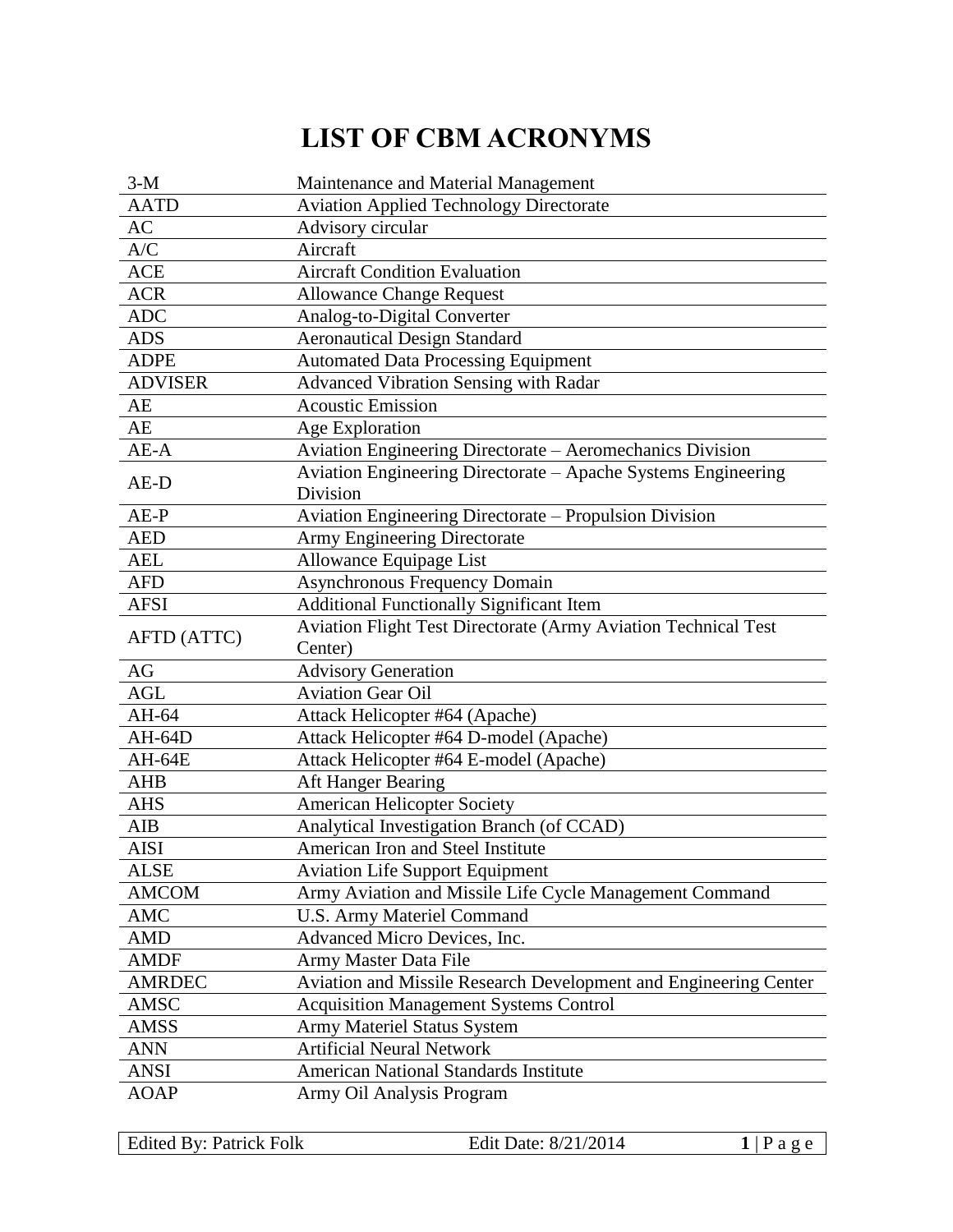# LIST OF CBM ACRONYMS

| | |
|---|---|
| 3-M | Maintenance and Material Management |
| AATD | Aviation Applied Technology Directorate |
| AC | Advisory circular |
| A/C | Aircraft |
| ACE | Aircraft Condition Evaluation |
| ACR | Allowance Change Request |
| ADC | Analog-to-Digital Converter |
| ADS | Aeronautical Design Standard |
| ADPE | Automated Data Processing Equipment |
| ADVISER | Advanced Vibration Sensing with Radar |
| AE | Acoustic Emission |
| AE | Age Exploration |
| AE-A | Aviation Engineering Directorate – Aeromechanics Division |
| AE-D | Aviation Engineering Directorate – Apache Systems Engineering Division |
| AE-P | Aviation Engineering Directorate – Propulsion Division |
| AED | Army Engineering Directorate |
| AEL | Allowance Equipage List |
| AFD | Asynchronous Frequency Domain |
| AFSI | Additional Functionally Significant Item |
| AFTD (ATTC) | Aviation Flight Test Directorate (Army Aviation Technical Test Center) |
| AG | Advisory Generation |
| AGL | Aviation Gear Oil |
| AH-64 | Attack Helicopter #64 (Apache) |
| AH-64D | Attack Helicopter #64 D-model (Apache) |
| AH-64E | Attack Helicopter #64 E-model (Apache) |
| AHB | Aft Hanger Bearing |
| AHS | American Helicopter Society |
| AIB | Analytical Investigation Branch (of CCAD) |
| AISI | American Iron and Steel Institute |
| ALSE | Aviation Life Support Equipment |
| AMCOM | Army Aviation and Missile Life Cycle Management Command |
| AMC | U.S. Army Materiel Command |
| AMD | Advanced Micro Devices, Inc. |
| AMDF | Army Master Data File |
| AMRDEC | Aviation and Missile Research Development and Engineering Center |
| AMSC | Acquisition Management Systems Control |
| AMSS | Army Materiel Status System |
| ANN | Artificial Neural Network |
| ANSI | American National Standards Institute |
| AOAP | Army Oil Analysis Program |

Edited By: Patrick Folk    Edit Date: 8/21/2014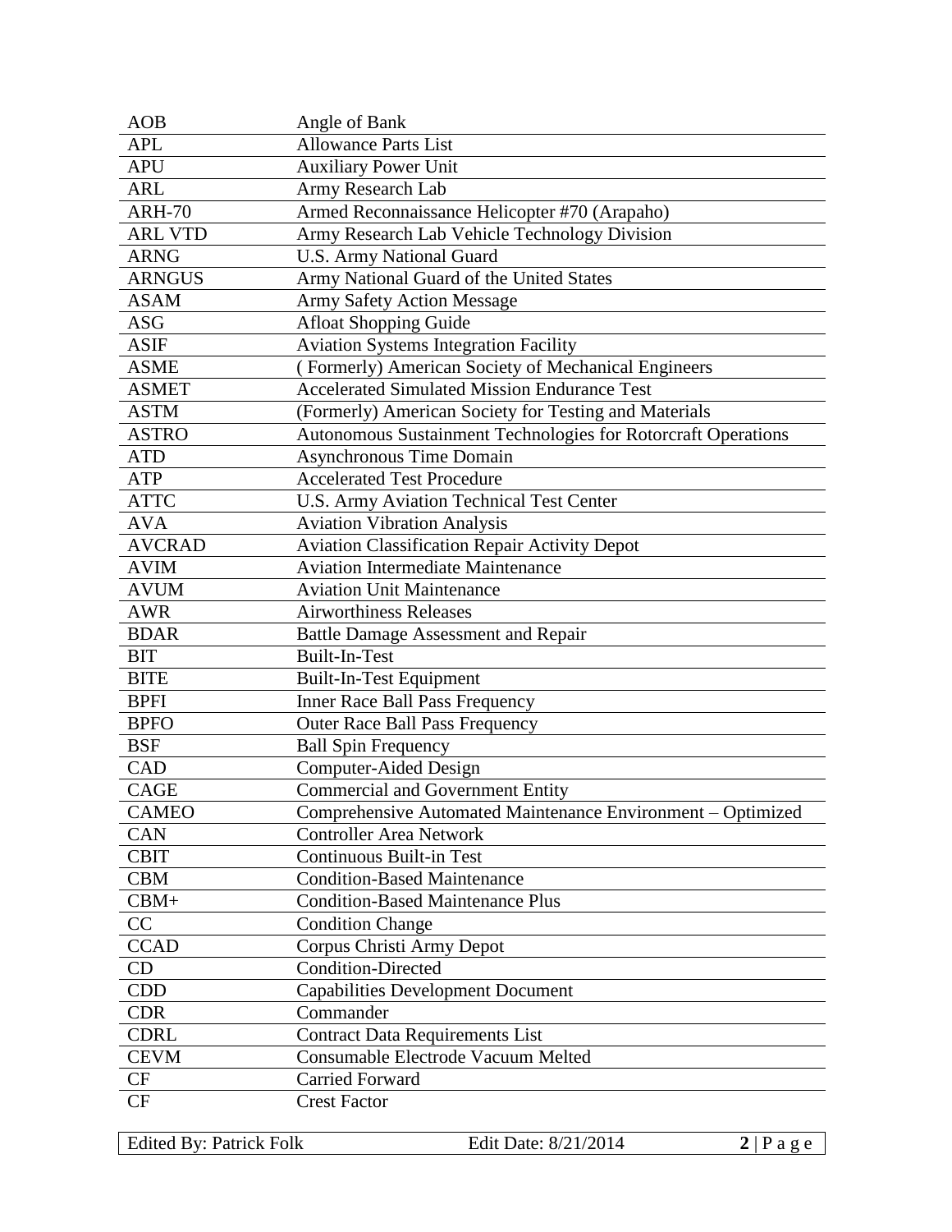| | |
|---|---|
| AOB | Angle of Bank |
| APL | Allowance Parts List |
| APU | Auxiliary Power Unit |
| ARL | Army Research Lab |
| ARH-70 | Armed Reconnaissance Helicopter #70 (Arapaho) |
| ARL VTD | Army Research Lab Vehicle Technology Division |
| ARNG | U.S. Army National Guard |
| ARNGUS | Army National Guard of the United States |
| ASAM | Army Safety Action Message |
| ASG | Afloat Shopping Guide |
| ASIF | Aviation Systems Integration Facility |
| ASME | ( Formerly) American Society of Mechanical Engineers |
| ASMET | Accelerated Simulated Mission Endurance Test |
| ASTM | (Formerly) American Society for Testing and Materials |
| ASTRO | Autonomous Sustainment Technologies for Rotorcraft Operations |
| ATD | Asynchronous Time Domain |
| ATP | Accelerated Test Procedure |
| ATTC | U.S. Army Aviation Technical Test Center |
| AVA | Aviation Vibration Analysis |
| AVCRAD | Aviation Classification Repair Activity Depot |
| AVIM | Aviation Intermediate Maintenance |
| AVUM | Aviation Unit Maintenance |
| AWR | Airworthiness Releases |
| BDAR | Battle Damage Assessment and Repair |
| BIT | Built-In-Test |
| BITE | Built-In-Test Equipment |
| BPFI | Inner Race Ball Pass Frequency |
| BPFO | Outer Race Ball Pass Frequency |
| BSF | Ball Spin Frequency |
| CAD | Computer-Aided Design |
| CAGE | Commercial and Government Entity |
| CAMEO | Comprehensive Automated Maintenance Environment – Optimized |
| CAN | Controller Area Network |
| CBIT | Continuous Built-in Test |
| CBM | Condition-Based Maintenance |
| CBM+ | Condition-Based Maintenance Plus |
| CC | Condition Change |
| CCAD | Corpus Christi Army Depot |
| CD | Condition-Directed |
| CDD | Capabilities Development Document |
| CDR | Commander |
| CDRL | Contract Data Requirements List |
| CEVM | Consumable Electrode Vacuum Melted |
| CF | Carried Forward |
| CF | Crest Factor |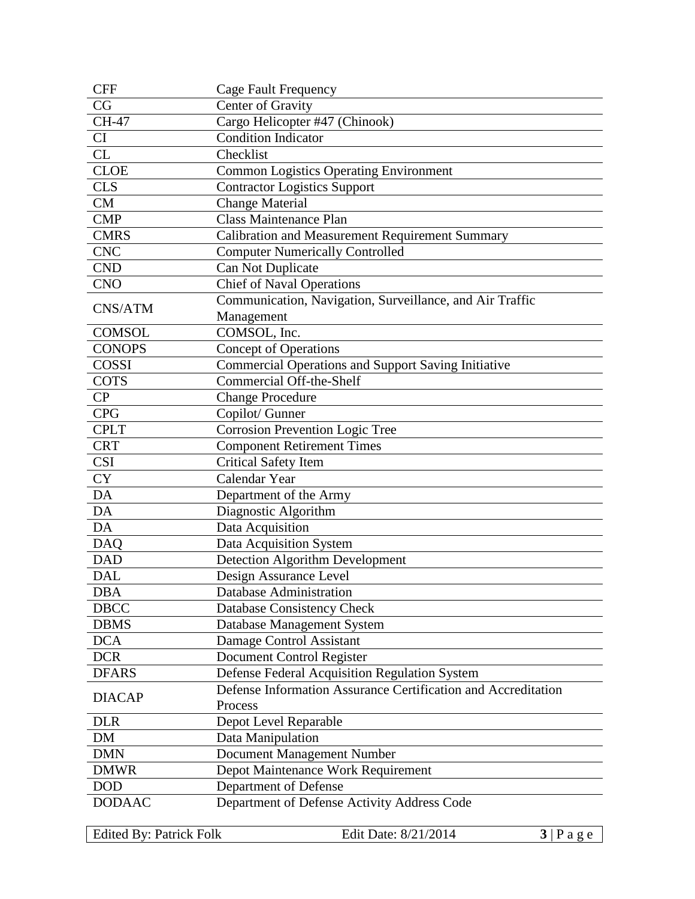| | |
|---|---|
| CFF | Cage Fault Frequency |
| CG | Center of Gravity |
| CH-47 | Cargo Helicopter #47 (Chinook) |
| CI | Condition Indicator |
| CL | Checklist |
| CLOE | Common Logistics Operating Environment |
| CLS | Contractor Logistics Support |
| CM | Change Material |
| CMP | Class Maintenance Plan |
| CMRS | Calibration and Measurement Requirement Summary |
| CNC | Computer Numerically Controlled |
| CND | Can Not Duplicate |
| CNO | Chief of Naval Operations |
| CNS/ATM | Communication, Navigation, Surveillance, and Air Traffic Management |
| COMSOL | COMSOL, Inc. |
| CONOPS | Concept of Operations |
| COSSI | Commercial Operations and Support Saving Initiative |
| COTS | Commercial Off-the-Shelf |
| CP | Change Procedure |
| CPG | Copilot/ Gunner |
| CPLT | Corrosion Prevention Logic Tree |
| CRT | Component Retirement Times |
| CSI | Critical Safety Item |
| CY | Calendar Year |
| DA | Department of the Army |
| DA | Diagnostic Algorithm |
| DA | Data Acquisition |
| DAQ | Data Acquisition System |
| DAD | Detection Algorithm Development |
| DAL | Design Assurance Level |
| DBA | Database Administration |
| DBCC | Database Consistency Check |
| DBMS | Database Management System |
| DCA | Damage Control Assistant |
| DCR | Document Control Register |
| DFARS | Defense Federal Acquisition Regulation System |
| DIACAP | Defense Information Assurance Certification and Accreditation Process |
| DLR | Depot Level Reparable |
| DM | Data Manipulation |
| DMN | Document Management Number |
| DMWR | Depot Maintenance Work Requirement |
| DOD | Department of Defense |
| DODAAC | Department of Defense Activity Address Code |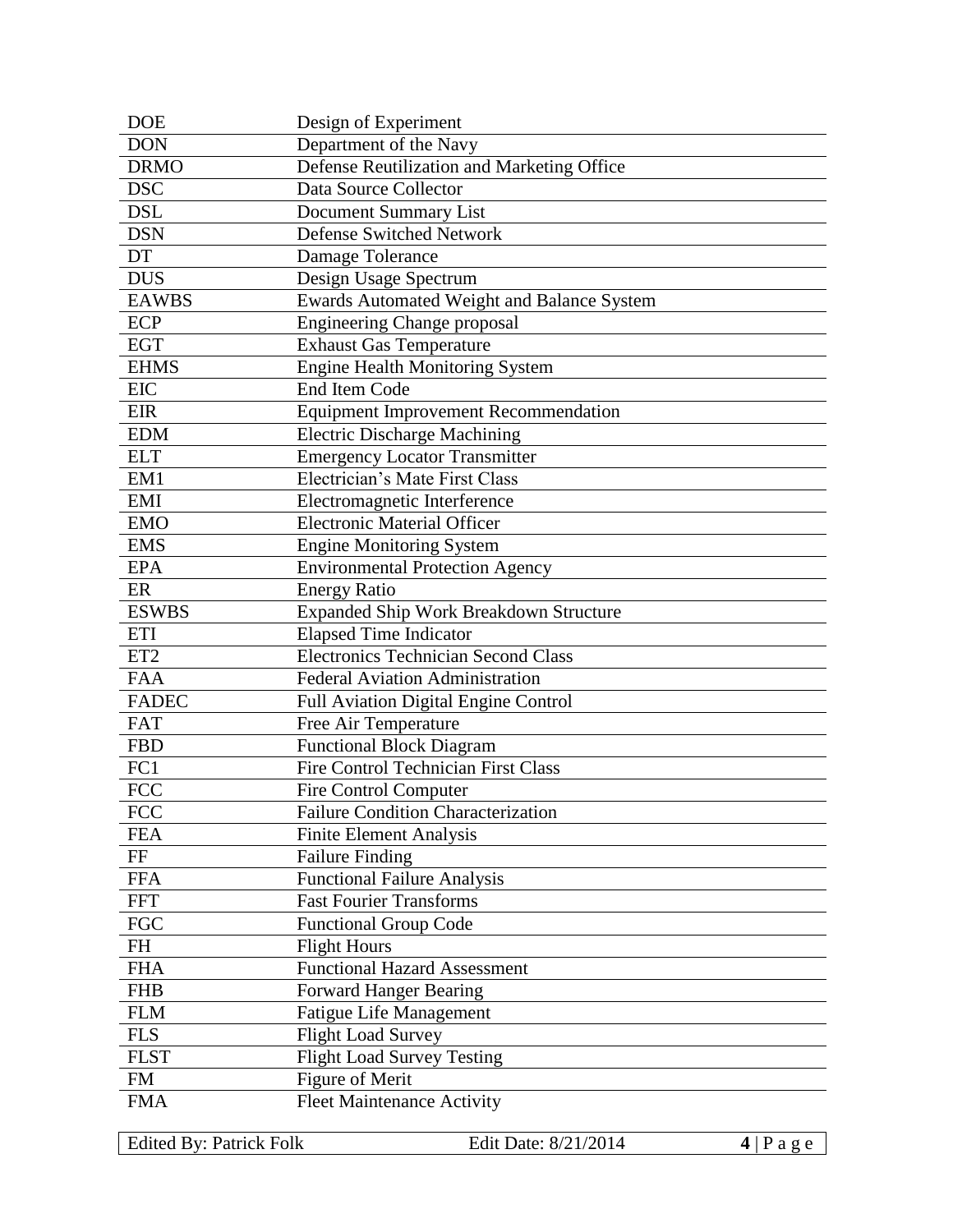| | |
|---|---|
| DOE | Design of Experiment |
| DON | Department of the Navy |
| DRMO | Defense Reutilization and Marketing Office |
| DSC | Data Source Collector |
| DSL | Document Summary List |
| DSN | Defense Switched Network |
| DT | Damage Tolerance |
| DUS | Design Usage Spectrum |
| EAWBS | Ewards Automated Weight and Balance System |
| ECP | Engineering Change proposal |
| EGT | Exhaust Gas Temperature |
| EHMS | Engine Health Monitoring System |
| EIC | End Item Code |
| EIR | Equipment Improvement Recommendation |
| EDM | Electric Discharge Machining |
| ELT | Emergency Locator Transmitter |
| EM1 | Electrician's Mate First Class |
| EMI | Electromagnetic Interference |
| EMO | Electronic Material Officer |
| EMS | Engine Monitoring System |
| EPA | Environmental Protection Agency |
| ER | Energy Ratio |
| ESWBS | Expanded Ship Work Breakdown Structure |
| ETI | Elapsed Time Indicator |
| ET2 | Electronics Technician Second Class |
| FAA | Federal Aviation Administration |
| FADEC | Full Aviation Digital Engine Control |
| FAT | Free Air Temperature |
| FBD | Functional Block Diagram |
| FC1 | Fire Control Technician First Class |
| FCC | Fire Control Computer |
| FCC | Failure Condition Characterization |
| FEA | Finite Element Analysis |
| FF | Failure Finding |
| FFA | Functional Failure Analysis |
| FFT | Fast Fourier Transforms |
| FGC | Functional Group Code |
| FH | Flight Hours |
| FHA | Functional Hazard Assessment |
| FHB | Forward Hanger Bearing |
| FLM | Fatigue Life Management |
| FLS | Flight Load Survey |
| FLST | Flight Load Survey Testing |
| FM | Figure of Merit |
| FMA | Fleet Maintenance Activity |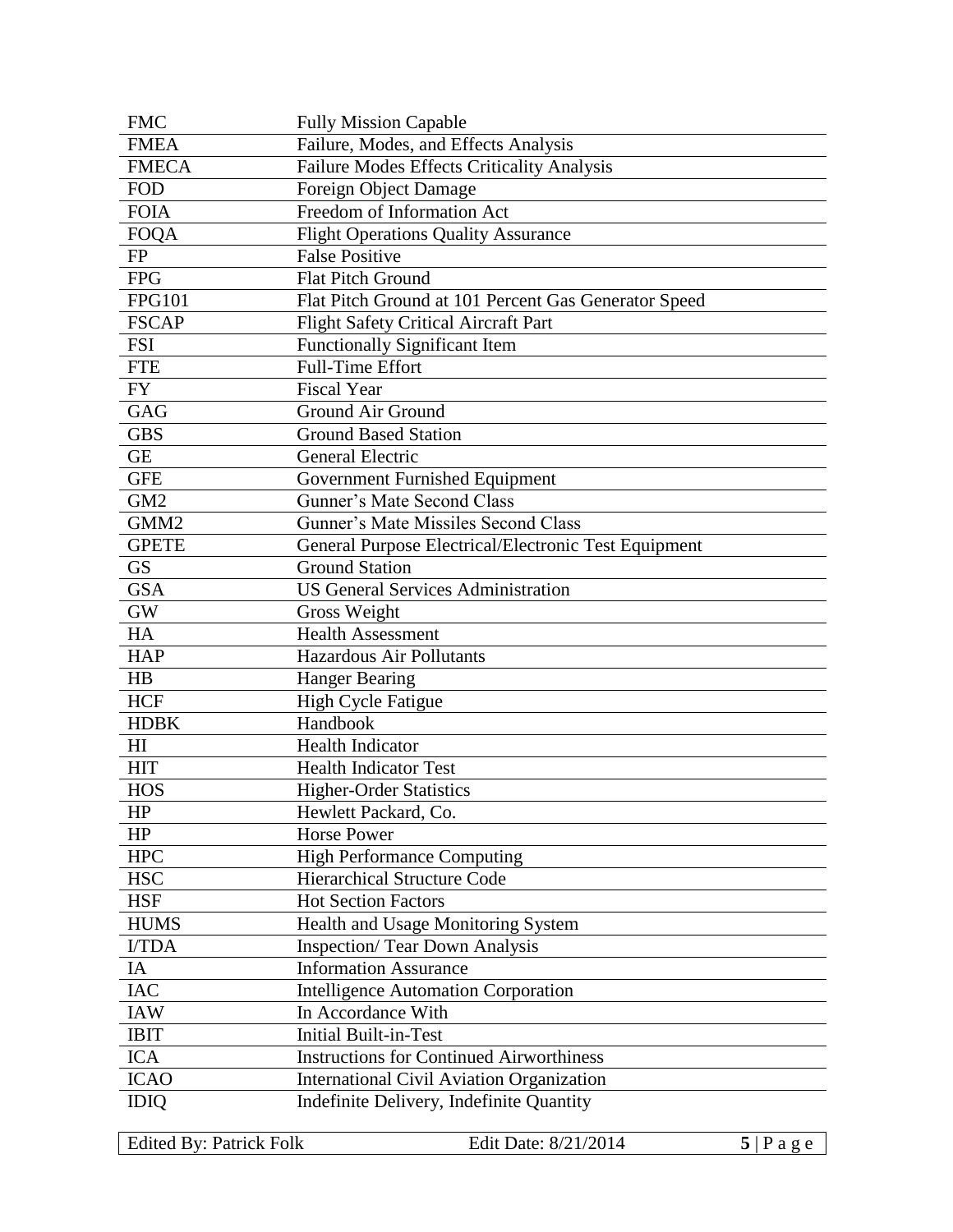| | |
|---|---|
| FMC | Fully Mission Capable |
| FMEA | Failure, Modes, and Effects Analysis |
| FMECA | Failure Modes Effects Criticality Analysis |
| FOD | Foreign Object Damage |
| FOIA | Freedom of Information Act |
| FOQA | Flight Operations Quality Assurance |
| FP | False Positive |
| FPG | Flat Pitch Ground |
| FPG101 | Flat Pitch Ground at 101 Percent Gas Generator Speed |
| FSCAP | Flight Safety Critical Aircraft Part |
| FSI | Functionally Significant Item |
| FTE | Full-Time Effort |
| FY | Fiscal Year |
| GAG | Ground Air Ground |
| GBS | Ground Based Station |
| GE | General Electric |
| GFE | Government Furnished Equipment |
| GM2 | Gunner's Mate Second Class |
| GMM2 | Gunner's Mate Missiles Second Class |
| GPETE | General Purpose Electrical/Electronic Test Equipment |
| GS | Ground Station |
| GSA | US General Services Administration |
| GW | Gross Weight |
| HA | Health Assessment |
| HAP | Hazardous Air Pollutants |
| HB | Hanger Bearing |
| HCF | High Cycle Fatigue |
| HDBK | Handbook |
| HI | Health Indicator |
| HIT | Health Indicator Test |
| HOS | Higher-Order Statistics |
| HP | Hewlett Packard, Co. |
| HP | Horse Power |
| HPC | High Performance Computing |
| HSC | Hierarchical Structure Code |
| HSF | Hot Section Factors |
| HUMS | Health and Usage Monitoring System |
| I/TDA | Inspection/ Tear Down Analysis |
| IA | Information Assurance |
| IAC | Intelligence Automation Corporation |
| IAW | In Accordance With |
| IBIT | Initial Built-in-Test |
| ICA | Instructions for Continued Airworthiness |
| ICAO | International Civil Aviation Organization |
| IDIQ | Indefinite Delivery, Indefinite Quantity |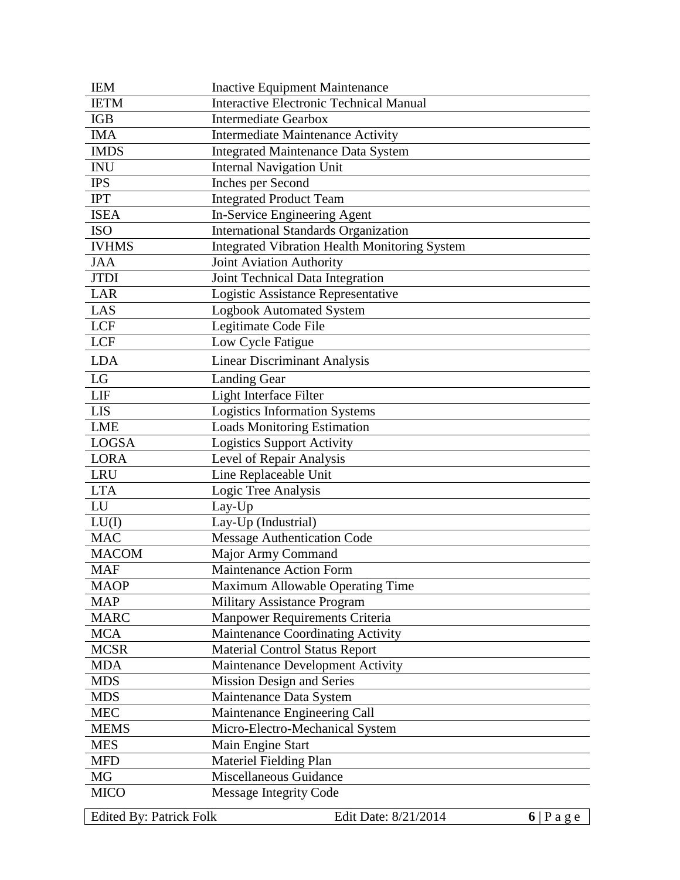| | |
|---|---|
| IEM | Inactive Equipment Maintenance |
| IETM | Interactive Electronic Technical Manual |
| IGB | Intermediate Gearbox |
| IMA | Intermediate Maintenance Activity |
| IMDS | Integrated Maintenance Data System |
| INU | Internal Navigation Unit |
| IPS | Inches per Second |
| IPT | Integrated Product Team |
| ISEA | In-Service Engineering Agent |
| ISO | International Standards Organization |
| IVHMS | Integrated Vibration Health Monitoring System |
| JAA | Joint Aviation Authority |
| JTDI | Joint Technical Data Integration |
| LAR | Logistic Assistance Representative |
| LAS | Logbook Automated System |
| LCF | Legitimate Code File |
| LCF | Low Cycle Fatigue |
| LDA | Linear Discriminant Analysis |
| LG | Landing Gear |
| LIF | Light Interface Filter |
| LIS | Logistics Information Systems |
| LME | Loads Monitoring Estimation |
| LOGSA | Logistics Support Activity |
| LORA | Level of Repair Analysis |
| LRU | Line Replaceable Unit |
| LTA | Logic Tree Analysis |
| LU | Lay-Up |
| LU(I) | Lay-Up (Industrial) |
| MAC | Message Authentication Code |
| MACOM | Major Army Command |
| MAF | Maintenance Action Form |
| MAOP | Maximum Allowable Operating Time |
| MAP | Military Assistance Program |
| MARC | Manpower Requirements Criteria |
| MCA | Maintenance Coordinating Activity |
| MCSR | Material Control Status Report |
| MDA | Maintenance Development Activity |
| MDS | Mission Design and Series |
| MDS | Maintenance Data System |
| MEC | Maintenance Engineering Call |
| MEMS | Micro-Electro-Mechanical System |
| MES | Main Engine Start |
| MFD | Materiel Fielding Plan |
| MG | Miscellaneous Guidance |
| MICO | Message Integrity Code |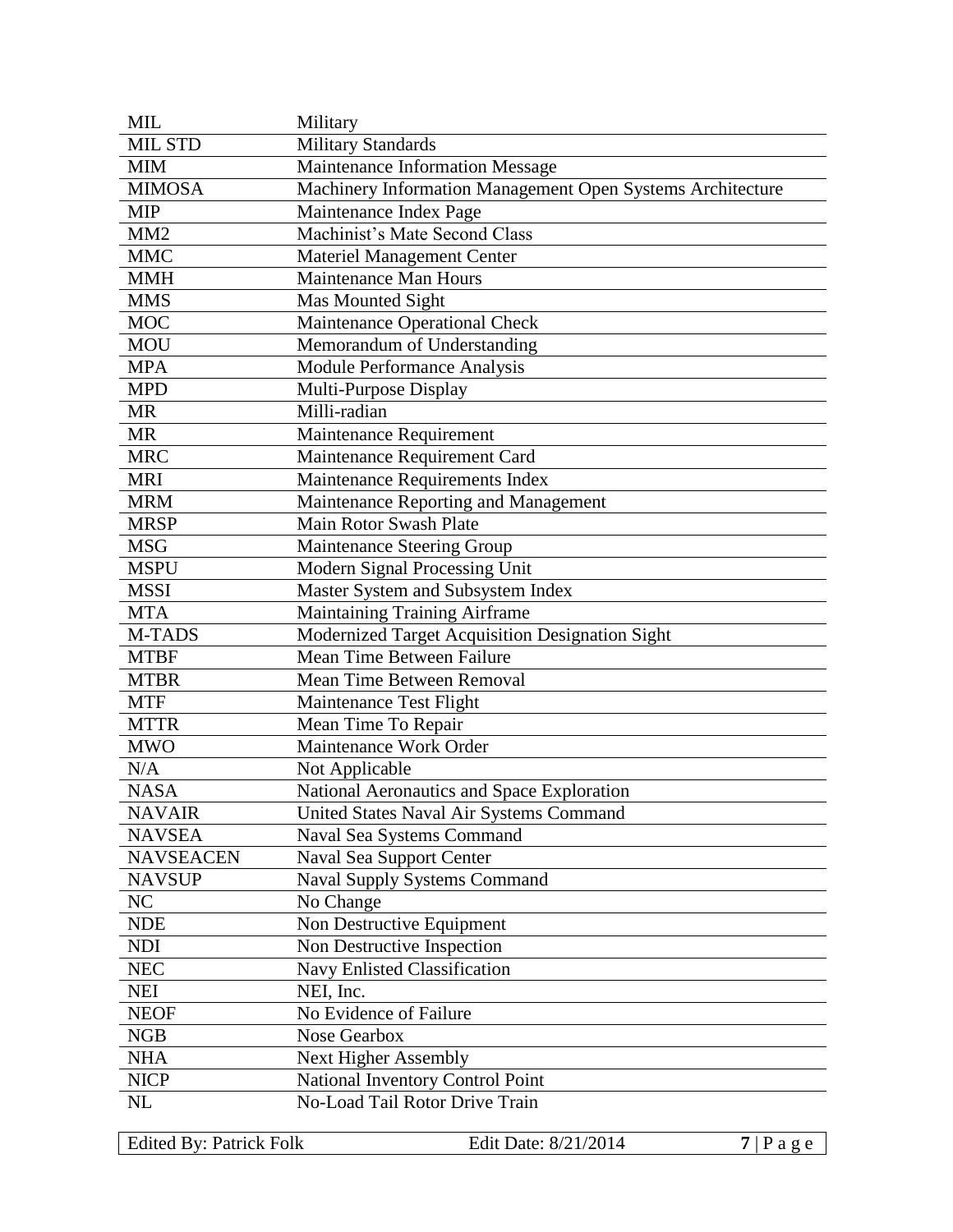| | |
|---|---|
| MIL | Military |
| MIL STD | Military Standards |
| MIM | Maintenance Information Message |
| MIMOSA | Machinery Information Management Open Systems Architecture |
| MIP | Maintenance Index Page |
| MM2 | Machinist's Mate Second Class |
| MMC | Materiel Management Center |
| MMH | Maintenance Man Hours |
| MMS | Mas Mounted Sight |
| MOC | Maintenance Operational Check |
| MOU | Memorandum of Understanding |
| MPA | Module Performance Analysis |
| MPD | Multi-Purpose Display |
| MR | Milli-radian |
| MR | Maintenance Requirement |
| MRC | Maintenance Requirement Card |
| MRI | Maintenance Requirements Index |
| MRM | Maintenance Reporting and Management |
| MRSP | Main Rotor Swash Plate |
| MSG | Maintenance Steering Group |
| MSPU | Modern Signal Processing Unit |
| MSSI | Master System and Subsystem Index |
| MTA | Maintaining Training Airframe |
| M-TADS | Modernized Target Acquisition Designation Sight |
| MTBF | Mean Time Between Failure |
| MTBR | Mean Time Between Removal |
| MTF | Maintenance Test Flight |
| MTTR | Mean Time To Repair |
| MWO | Maintenance Work Order |
| N/A | Not Applicable |
| NASA | National Aeronautics and Space Exploration |
| NAVAIR | United States Naval Air Systems Command |
| NAVSEA | Naval Sea Systems Command |
| NAVSEACEN | Naval Sea Support Center |
| NAVSUP | Naval Supply Systems Command |
| NC | No Change |
| NDE | Non Destructive Equipment |
| NDI | Non Destructive Inspection |
| NEC | Navy Enlisted Classification |
| NEI | NEI, Inc. |
| NEOF | No Evidence of Failure |
| NGB | Nose Gearbox |
| NHA | Next Higher Assembly |
| NICP | National Inventory Control Point |
| NL | No-Load Tail Rotor Drive Train |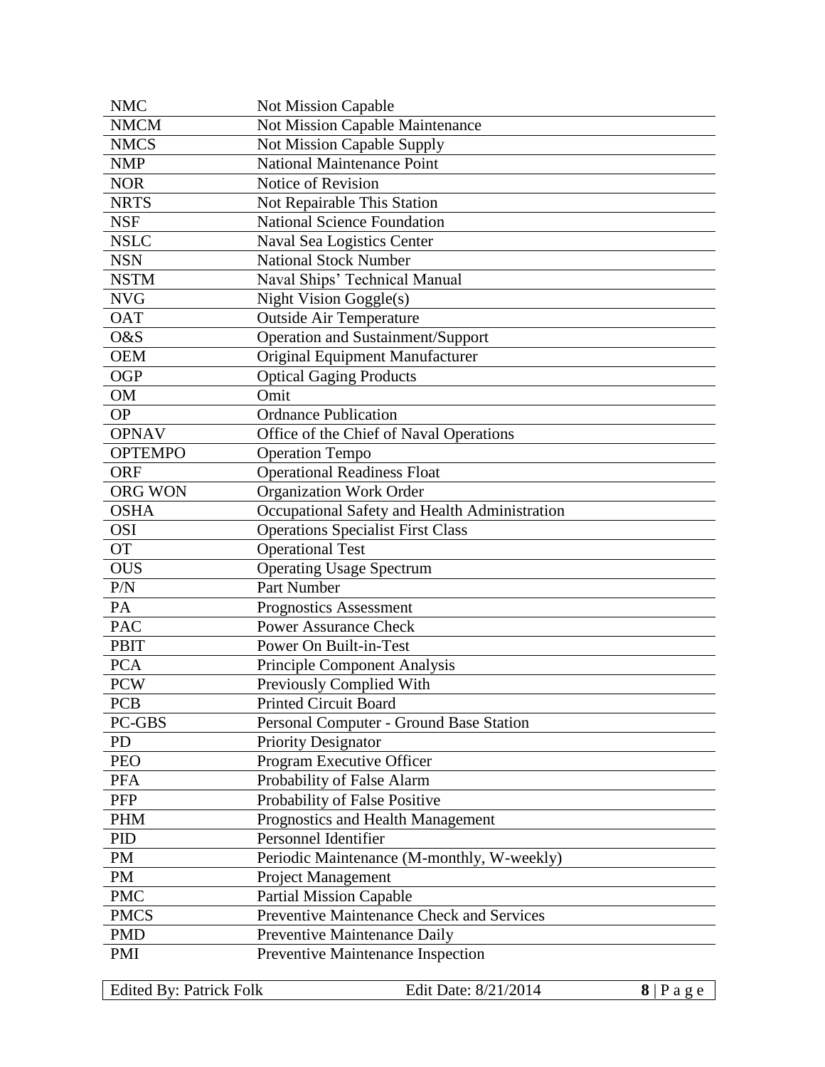| | |
|---|---|
| NMC | Not Mission Capable |
| NMCM | Not Mission Capable Maintenance |
| NMCS | Not Mission Capable Supply |
| NMP | National Maintenance Point |
| NOR | Notice of Revision |
| NRTS | Not Repairable This Station |
| NSF | National Science Foundation |
| NSLC | Naval Sea Logistics Center |
| NSN | National Stock Number |
| NSTM | Naval Ships' Technical Manual |
| NVG | Night Vision Goggle(s) |
| OAT | Outside Air Temperature |
| O&S | Operation and Sustainment/Support |
| OEM | Original Equipment Manufacturer |
| OGP | Optical Gaging Products |
| OM | Omit |
| OP | Ordnance Publication |
| OPNAV | Office of the Chief of Naval Operations |
| OPTEMPO | Operation Tempo |
| ORF | Operational Readiness Float |
| ORG WON | Organization Work Order |
| OSHA | Occupational Safety and Health Administration |
| OSI | Operations Specialist First Class |
| OT | Operational Test |
| OUS | Operating Usage Spectrum |
| P/N | Part Number |
| PA | Prognostics Assessment |
| PAC | Power Assurance Check |
| PBIT | Power On Built-in-Test |
| PCA | Principle Component Analysis |
| PCW | Previously Complied With |
| PCB | Printed Circuit Board |
| PC-GBS | Personal Computer - Ground Base Station |
| PD | Priority Designator |
| PEO | Program Executive Officer |
| PFA | Probability of False Alarm |
| PFP | Probability of False Positive |
| PHM | Prognostics and Health Management |
| PID | Personnel Identifier |
| PM | Periodic Maintenance (M-monthly, W-weekly) |
| PM | Project Management |
| PMC | Partial Mission Capable |
| PMCS | Preventive Maintenance Check and Services |
| PMD | Preventive Maintenance Daily |
| PMI | Preventive Maintenance Inspection |

Edited By: Patrick Folk    Edit Date: 8/21/2014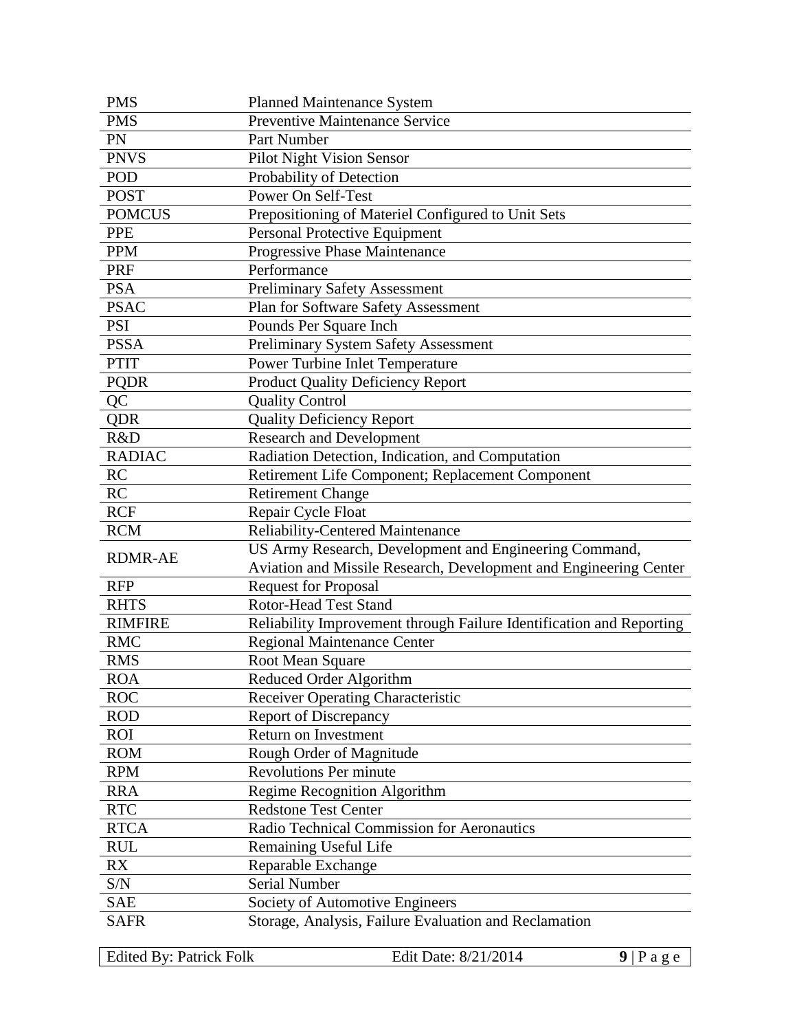| | |
|---|---|
| PMS | Planned Maintenance System |
| PMS | Preventive Maintenance Service |
| PN | Part Number |
| PNVS | Pilot Night Vision Sensor |
| POD | Probability of Detection |
| POST | Power On Self-Test |
| POMCUS | Prepositioning of Materiel Configured to Unit Sets |
| PPE | Personal Protective Equipment |
| PPM | Progressive Phase Maintenance |
| PRF | Performance |
| PSA | Preliminary Safety Assessment |
| PSAC | Plan for Software Safety Assessment |
| PSI | Pounds Per Square Inch |
| PSSA | Preliminary System Safety Assessment |
| PTIT | Power Turbine Inlet Temperature |
| PQDR | Product Quality Deficiency Report |
| QC | Quality Control |
| QDR | Quality Deficiency Report |
| R&D | Research and Development |
| RADIAC | Radiation Detection, Indication, and Computation |
| RC | Retirement Life Component; Replacement Component |
| RC | Retirement Change |
| RCF | Repair Cycle Float |
| RCM | Reliability-Centered Maintenance |
| RDMR-AE | US Army Research, Development and Engineering Command, Aviation and Missile Research, Development and Engineering Center |
| RFP | Request for Proposal |
| RHTS | Rotor-Head Test Stand |
| RIMFIRE | Reliability Improvement through Failure Identification and Reporting |
| RMC | Regional Maintenance Center |
| RMS | Root Mean Square |
| ROA | Reduced Order Algorithm |
| ROC | Receiver Operating Characteristic |
| ROD | Report of Discrepancy |
| ROI | Return on Investment |
| ROM | Rough Order of Magnitude |
| RPM | Revolutions Per minute |
| RRA | Regime Recognition Algorithm |
| RTC | Redstone Test Center |
| RTCA | Radio Technical Commission for Aeronautics |
| RUL | Remaining Useful Life |
| RX | Reparable Exchange |
| S/N | Serial Number |
| SAE | Society of Automotive Engineers |
| SAFR | Storage, Analysis, Failure Evaluation and Reclamation |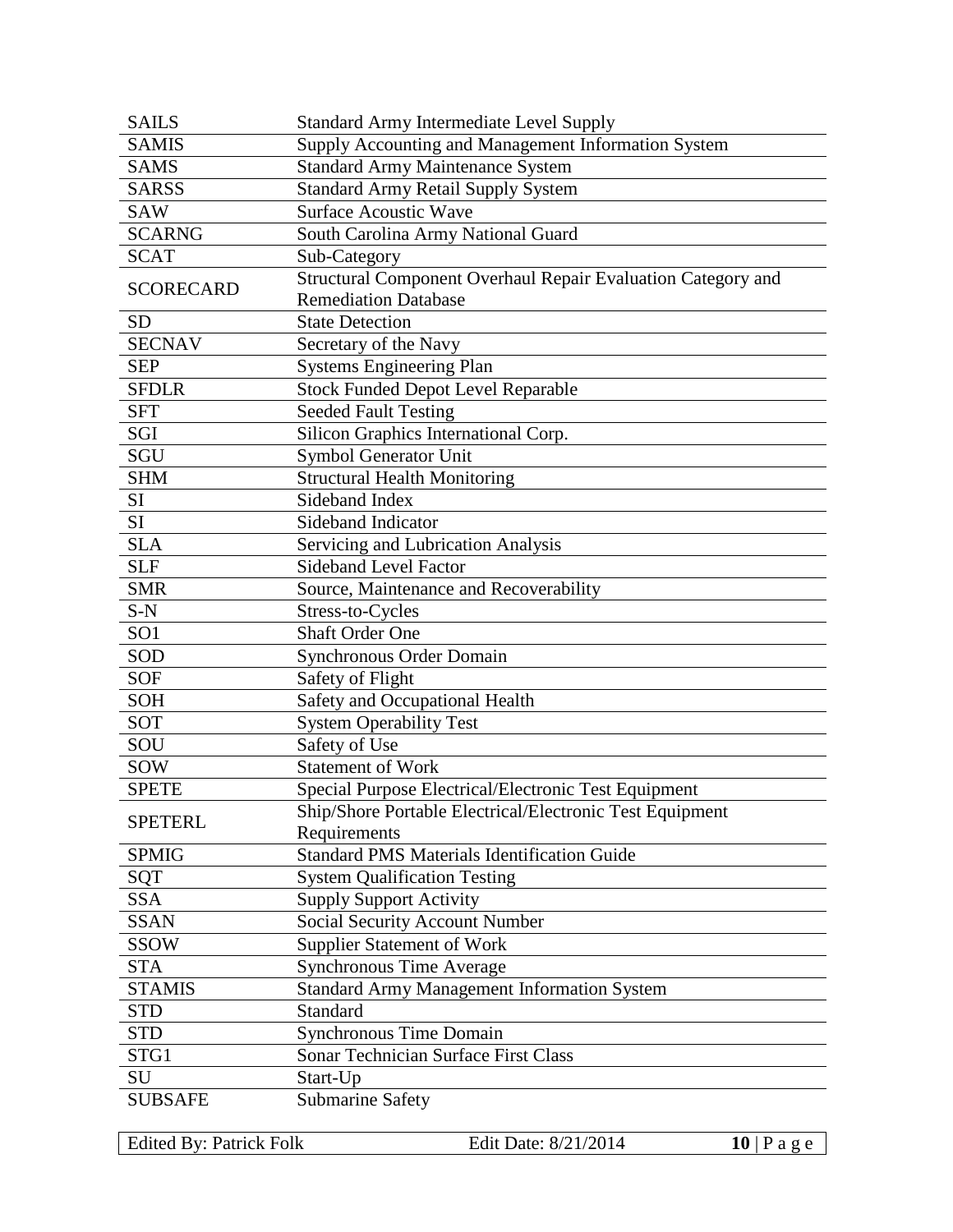| | |
|---|---|
| SAILS | Standard Army Intermediate Level Supply |
| SAMIS | Supply Accounting and Management Information System |
| SAMS | Standard Army Maintenance System |
| SARSS | Standard Army Retail Supply System |
| SAW | Surface Acoustic Wave |
| SCARNG | South Carolina Army National Guard |
| SCAT | Sub-Category |
| SCORECARD | Structural Component Overhaul Repair Evaluation Category and Remediation Database |
| SD | State Detection |
| SECNAV | Secretary of the Navy |
| SEP | Systems Engineering Plan |
| SFDLR | Stock Funded Depot Level Reparable |
| SFT | Seeded Fault Testing |
| SGI | Silicon Graphics International Corp. |
| SGU | Symbol Generator Unit |
| SHM | Structural Health Monitoring |
| SI | Sideband Index |
| SI | Sideband Indicator |
| SLA | Servicing and Lubrication Analysis |
| SLF | Sideband Level Factor |
| SMR | Source, Maintenance and Recoverability |
| S-N | Stress-to-Cycles |
| SO1 | Shaft Order One |
| SOD | Synchronous Order Domain |
| SOF | Safety of Flight |
| SOH | Safety and Occupational Health |
| SOT | System Operability Test |
| SOU | Safety of Use |
| SOW | Statement of Work |
| SPETE | Special Purpose Electrical/Electronic Test Equipment |
| SPETERL | Ship/Shore Portable Electrical/Electronic Test Equipment Requirements |
| SPMIG | Standard PMS Materials Identification Guide |
| SQT | System Qualification Testing |
| SSA | Supply Support Activity |
| SSAN | Social Security Account Number |
| SSOW | Supplier Statement of Work |
| STA | Synchronous Time Average |
| STAMIS | Standard Army Management Information System |
| STD | Standard |
| STD | Synchronous Time Domain |
| STG1 | Sonar Technician Surface First Class |
| SU | Start-Up |
| SUBSAFE | Submarine Safety |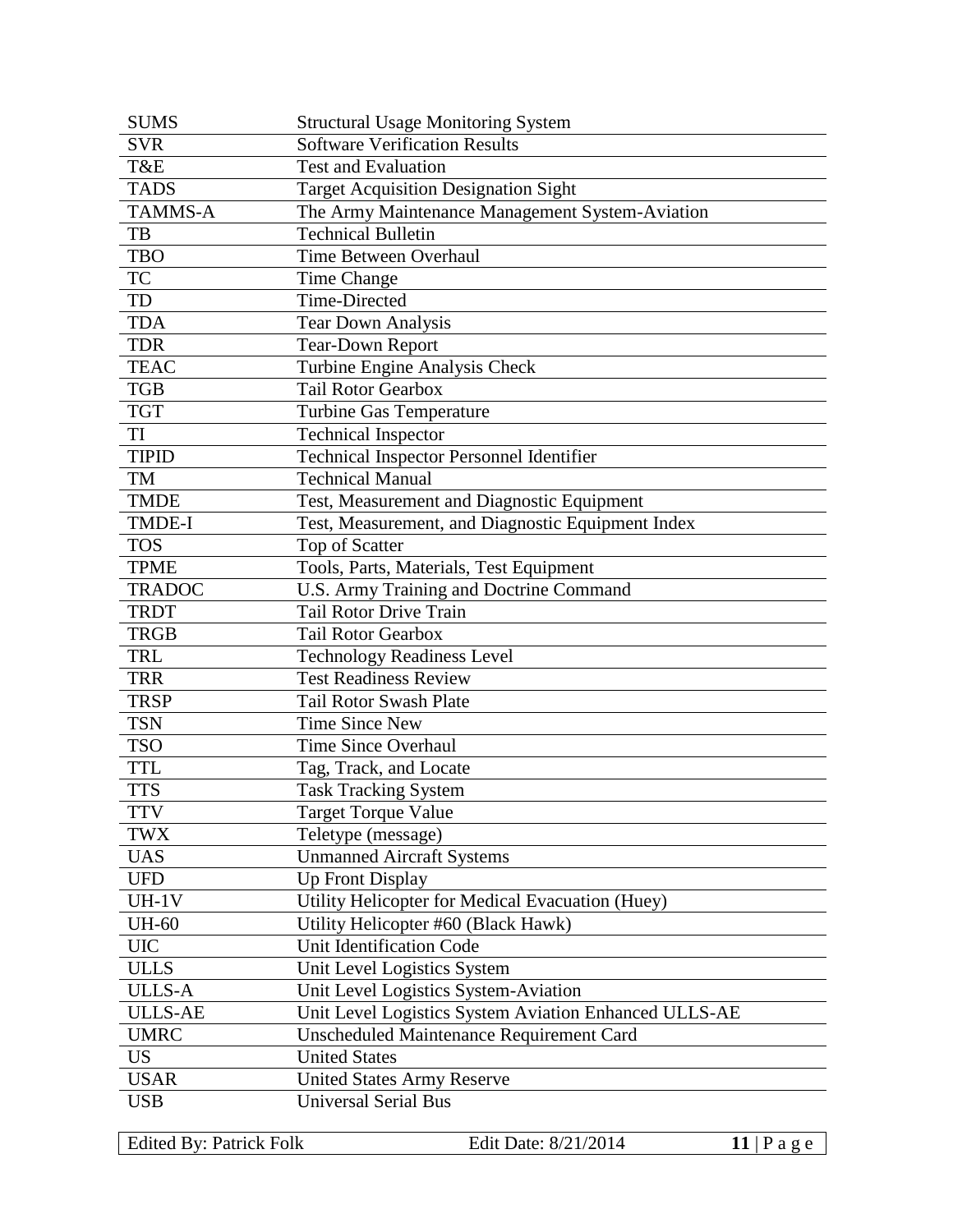| | |
|---|---|
| SUMS | Structural Usage Monitoring System |
| SVR | Software Verification Results |
| T&E | Test and Evaluation |
| TADS | Target Acquisition Designation Sight |
| TAMMS-A | The Army Maintenance Management System-Aviation |
| TB | Technical Bulletin |
| TBO | Time Between Overhaul |
| TC | Time Change |
| TD | Time-Directed |
| TDA | Tear Down Analysis |
| TDR | Tear-Down Report |
| TEAC | Turbine Engine Analysis Check |
| TGB | Tail Rotor Gearbox |
| TGT | Turbine Gas Temperature |
| TI | Technical Inspector |
| TIPID | Technical Inspector Personnel Identifier |
| TM | Technical Manual |
| TMDE | Test, Measurement and Diagnostic Equipment |
| TMDE-I | Test, Measurement, and Diagnostic Equipment Index |
| TOS | Top of Scatter |
| TPME | Tools, Parts, Materials, Test Equipment |
| TRADOC | U.S. Army Training and Doctrine Command |
| TRDT | Tail Rotor Drive Train |
| TRGB | Tail Rotor Gearbox |
| TRL | Technology Readiness Level |
| TRR | Test Readiness Review |
| TRSP | Tail Rotor Swash Plate |
| TSN | Time Since New |
| TSO | Time Since Overhaul |
| TTL | Tag, Track, and Locate |
| TTS | Task Tracking System |
| TTV | Target Torque Value |
| TWX | Teletype (message) |
| UAS | Unmanned Aircraft Systems |
| UFD | Up Front Display |
| UH-1V | Utility Helicopter for Medical Evacuation (Huey) |
| UH-60 | Utility Helicopter #60 (Black Hawk) |
| UIC | Unit Identification Code |
| ULLS | Unit Level Logistics System |
| ULLS-A | Unit Level Logistics System-Aviation |
| ULLS-AE | Unit Level Logistics System Aviation Enhanced ULLS-AE |
| UMRC | Unscheduled Maintenance Requirement Card |
| US | United States |
| USAR | United States Army Reserve |
| USB | Universal Serial Bus |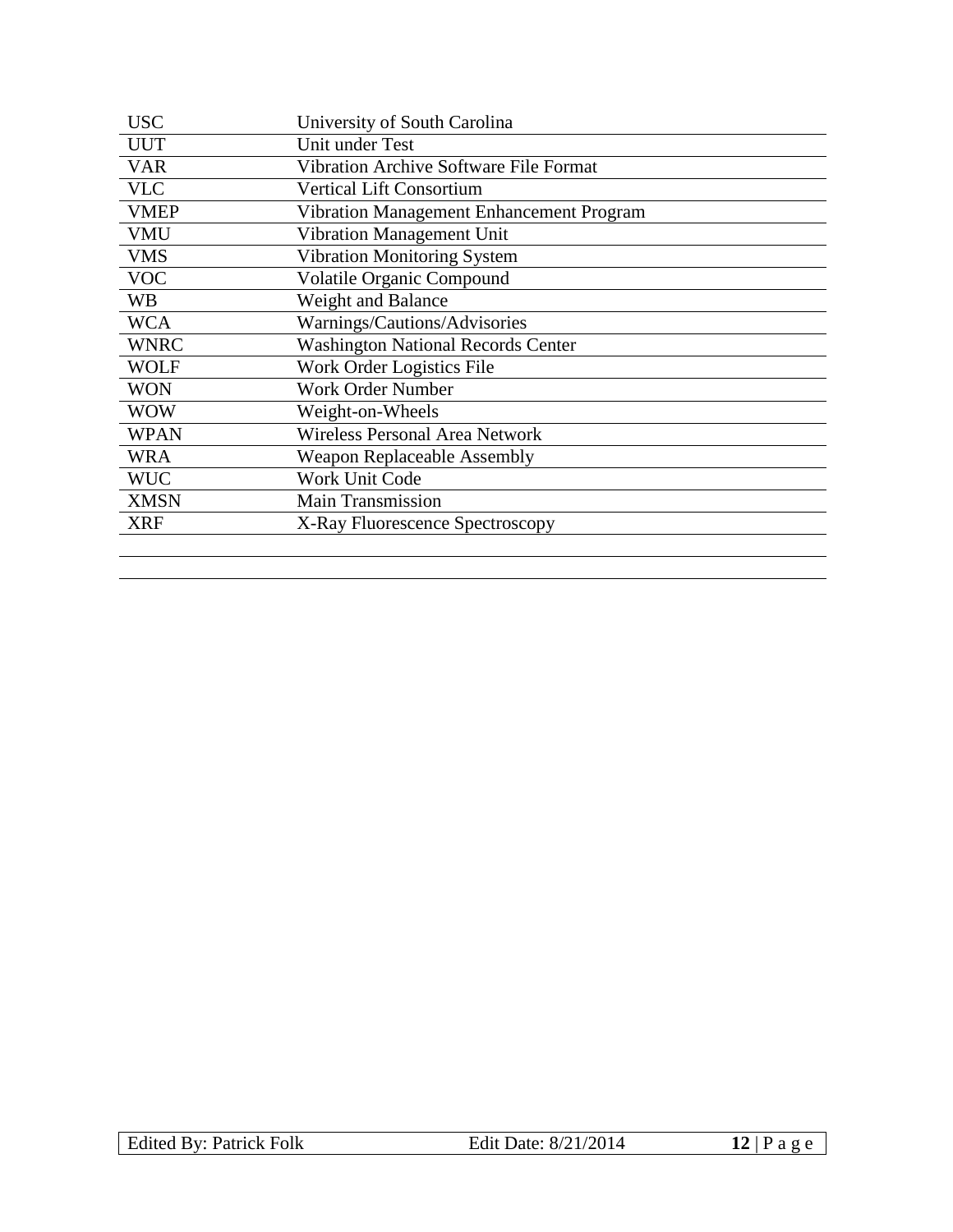| | |
|---|---|
| USC | University of South Carolina |
| UUT | Unit under Test |
| VAR | Vibration Archive Software File Format |
| VLC | Vertical Lift Consortium |
| VMEP | Vibration Management Enhancement Program |
| VMU | Vibration Management Unit |
| VMS | Vibration Monitoring System |
| VOC | Volatile Organic Compound |
| WB | Weight and Balance |
| WCA | Warnings/Cautions/Advisories |
| WNRC | Washington National Records Center |
| WOLF | Work Order Logistics File |
| WON | Work Order Number |
| WOW | Weight-on-Wheels |
| WPAN | Wireless Personal Area Network |
| WRA | Weapon Replaceable Assembly |
| WUC | Work Unit Code |
| XMSN | Main Transmission |
| XRF | X-Ray Fluorescence Spectroscopy |